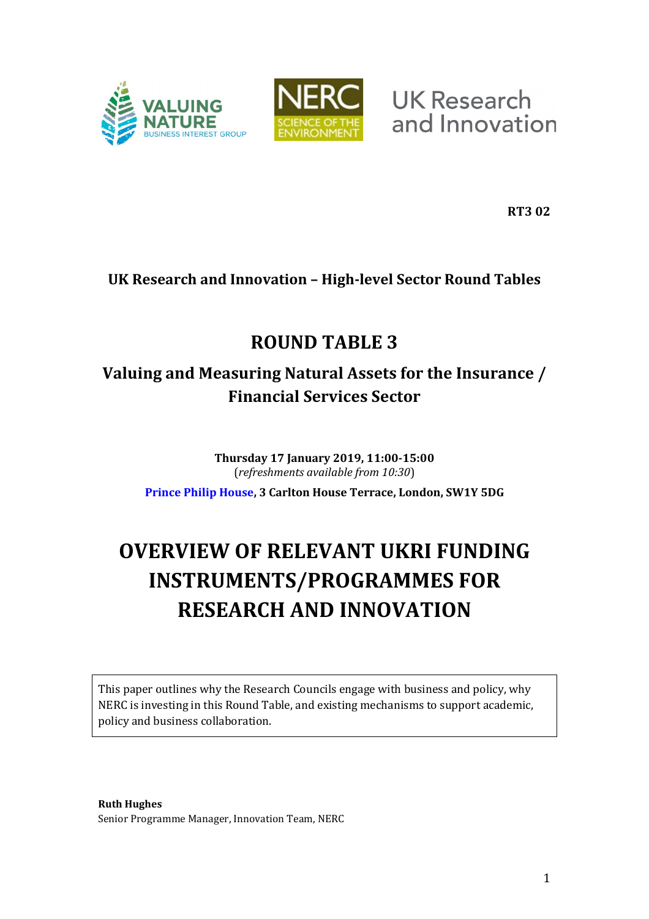**RT3 02**

**UK Research and Innovation – High-level Sector Round Tables**

## ROUND TABLE 3

### Valuing and Measuring Natural Assets for the Insurance / Financial Services Sector

**Thursday 17 January 2019, 11:00-15:00**
(*refreshments available from 10:30*)

**Prince Philip House, 3 Carlton House Terrace, London, SW1Y 5DG**

# OVERVIEW OF RELEVANT UKRI FUNDING INSTRUMENTS/PROGRAMMES FOR RESEARCH AND INNOVATION

This paper outlines why the Research Councils engage with business and policy, why NERC is investing in this Round Table, and existing mechanisms to support academic, policy and business collaboration.

**Ruth Hughes**
Senior Programme Manager, Innovation Team, NERC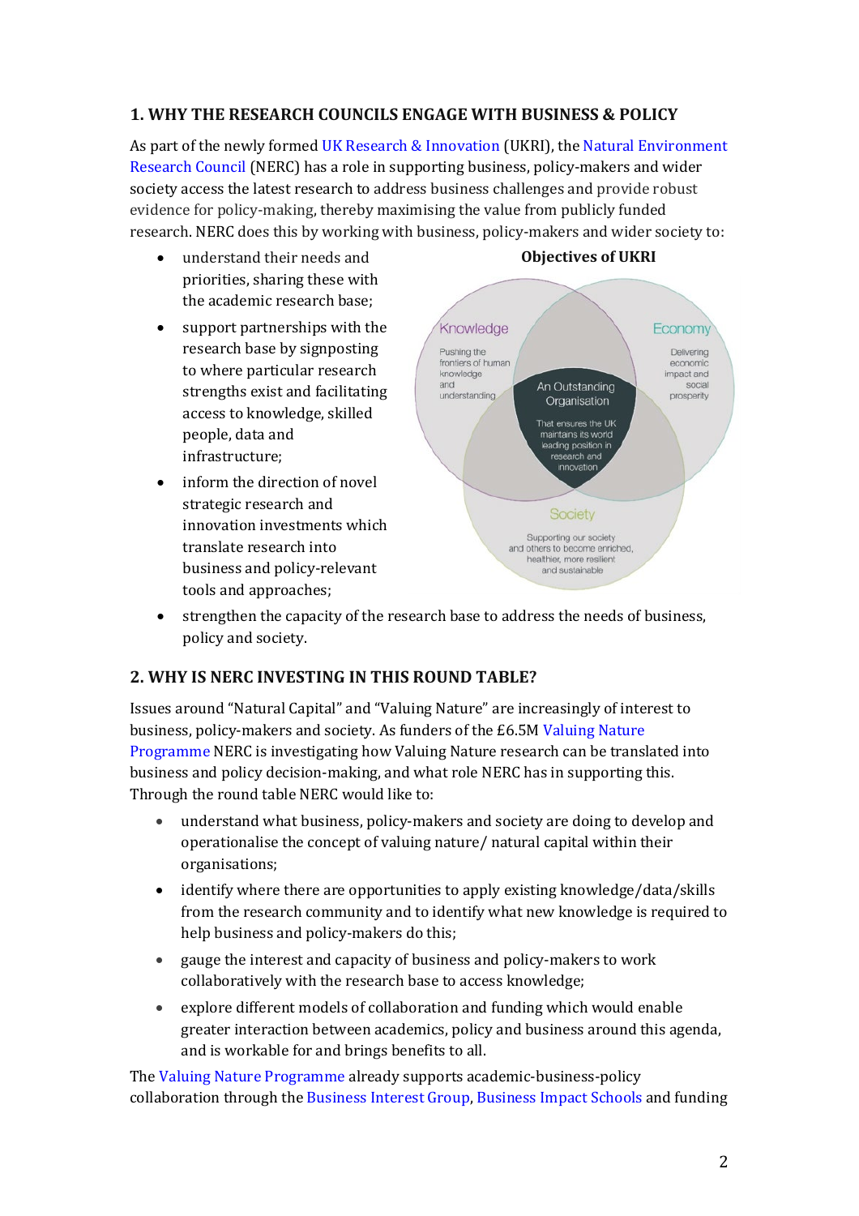## 1. WHY THE RESEARCH COUNCILS ENGAGE WITH BUSINESS & POLICY

As part of the newly formed UK Research & Innovation (UKRI), the Natural Environment Research Council (NERC) has a role in supporting business, policy-makers and wider society access the latest research to address business challenges and provide robust evidence for policy-making, thereby maximising the value from publicly funded research. NERC does this by working with business, policy-makers and wider society to:

- understand their needs and priorities, sharing these with the academic research base;
- support partnerships with the research base by signposting to where particular research strengths exist and facilitating access to knowledge, skilled people, data and infrastructure;
- inform the direction of novel strategic research and innovation investments which translate research into business and policy-relevant tools and approaches;
- strengthen the capacity of the research base to address the needs of business, policy and society.

**Objectives of UKRI**

Knowledge: Pushing the frontiers of human knowledge and understanding

Economy: Delivering economic impact and social prosperity

Society: Supporting our society and others to become enriched, healthier, more resilient and sustainable

An Outstanding Organisation: That ensures the UK maintains its world leading position in research and innovation

## 2. WHY IS NERC INVESTING IN THIS ROUND TABLE?

Issues around "Natural Capital" and "Valuing Nature" are increasingly of interest to business, policy-makers and society. As funders of the £6.5M Valuing Nature Programme NERC is investigating how Valuing Nature research can be translated into business and policy decision-making, and what role NERC has in supporting this. Through the round table NERC would like to:

- understand what business, policy-makers and society are doing to develop and operationalise the concept of valuing nature/ natural capital within their organisations;
- identify where there are opportunities to apply existing knowledge/data/skills from the research community and to identify what new knowledge is required to help business and policy-makers do this;
- gauge the interest and capacity of business and policy-makers to work collaboratively with the research base to access knowledge;
- explore different models of collaboration and funding which would enable greater interaction between academics, policy and business around this agenda, and is workable for and brings benefits to all.

The Valuing Nature Programme already supports academic-business-policy collaboration through the Business Interest Group, Business Impact Schools and funding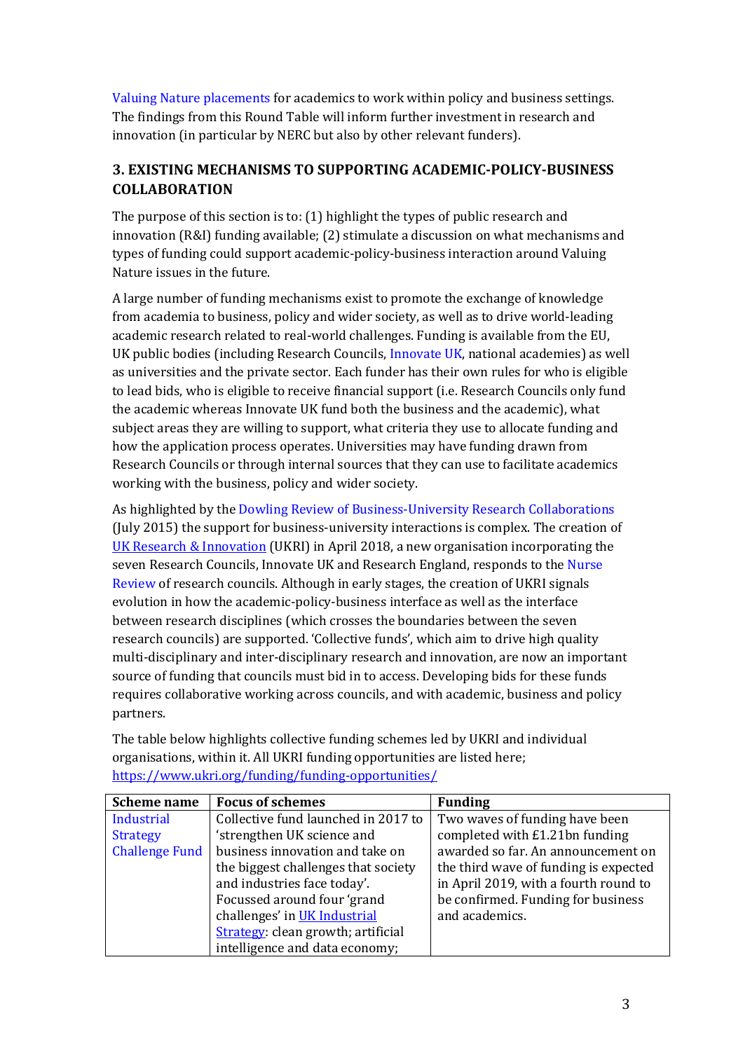Valuing Nature placements for academics to work within policy and business settings. The findings from this Round Table will inform further investment in research and innovation (in particular by NERC but also by other relevant funders).

## 3. EXISTING MECHANISMS TO SUPPORTING ACADEMIC-POLICY-BUSINESS COLLABORATION

The purpose of this section is to: (1) highlight the types of public research and innovation (R&I) funding available; (2) stimulate a discussion on what mechanisms and types of funding could support academic-policy-business interaction around Valuing Nature issues in the future.

A large number of funding mechanisms exist to promote the exchange of knowledge from academia to business, policy and wider society, as well as to drive world-leading academic research related to real-world challenges. Funding is available from the EU, UK public bodies (including Research Councils, Innovate UK, national academies) as well as universities and the private sector. Each funder has their own rules for who is eligible to lead bids, who is eligible to receive financial support (i.e. Research Councils only fund the academic whereas Innovate UK fund both the business and the academic), what subject areas they are willing to support, what criteria they use to allocate funding and how the application process operates. Universities may have funding drawn from Research Councils or through internal sources that they can use to facilitate academics working with the business, policy and wider society.

As highlighted by the Dowling Review of Business-University Research Collaborations (July 2015) the support for business-university interactions is complex. The creation of UK Research & Innovation (UKRI) in April 2018, a new organisation incorporating the seven Research Councils, Innovate UK and Research England, responds to the Nurse Review of research councils. Although in early stages, the creation of UKRI signals evolution in how the academic-policy-business interface as well as the interface between research disciplines (which crosses the boundaries between the seven research councils) are supported. 'Collective funds', which aim to drive high quality multi-disciplinary and inter-disciplinary research and innovation, are now an important source of funding that councils must bid in to access. Developing bids for these funds requires collaborative working across councils, and with academic, business and policy partners.

The table below highlights collective funding schemes led by UKRI and individual organisations, within it. All UKRI funding opportunities are listed here; https://www.ukri.org/funding/funding-opportunities/

| Scheme name | Focus of schemes | Funding |
|---|---|---|
| Industrial Strategy Challenge Fund | Collective fund launched in 2017 to 'strengthen UK science and business innovation and take on the biggest challenges that society and industries face today'. Focussed around four 'grand challenges' in UK Industrial Strategy: clean growth; artificial intelligence and data economy; | Two waves of funding have been completed with £1.21bn funding awarded so far. An announcement on the third wave of funding is expected in April 2019, with a fourth round to be confirmed. Funding for business and academics. |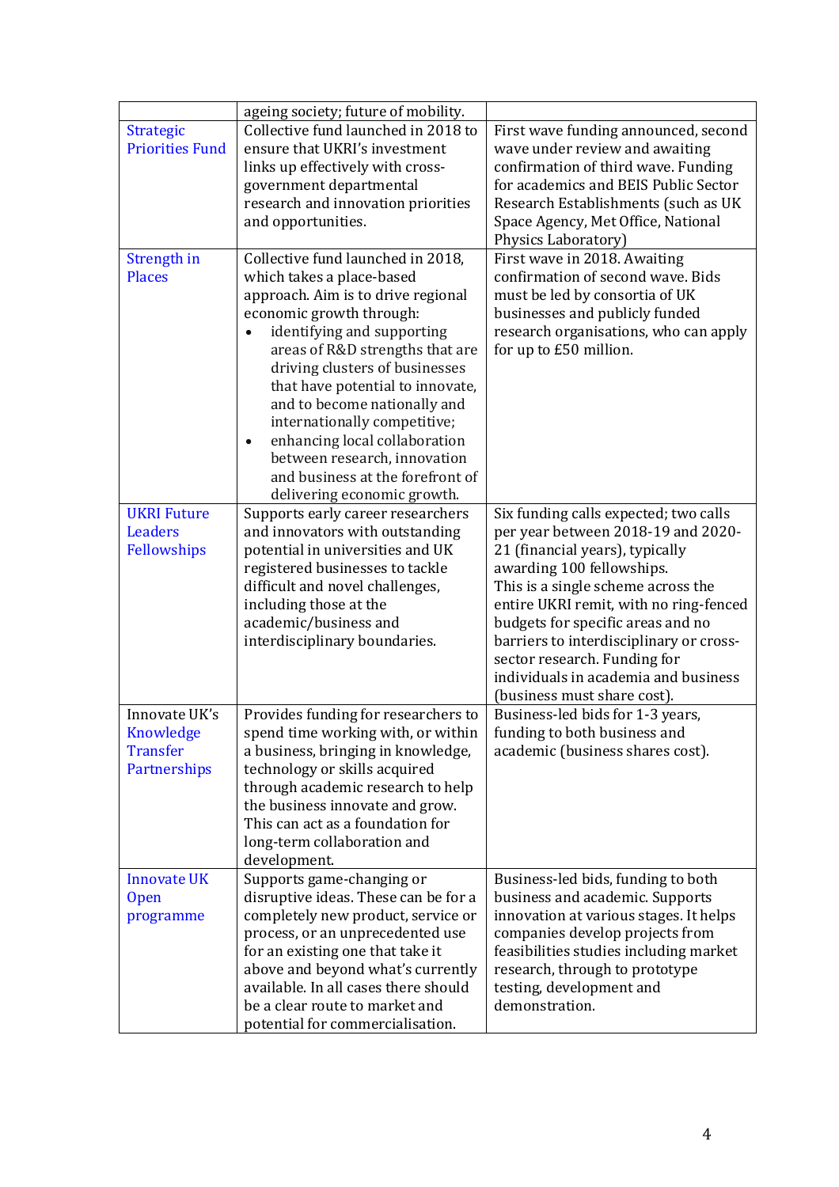| | | |
|---|---|---|
| | ageing society; future of mobility. | |
| Strategic Priorities Fund | Collective fund launched in 2018 to ensure that UKRI's investment links up effectively with cross-government departmental research and innovation priorities and opportunities. | First wave funding announced, second wave under review and awaiting confirmation of third wave. Funding for academics and BEIS Public Sector Research Establishments (such as UK Space Agency, Met Office, National Physics Laboratory) |
| Strength in Places | Collective fund launched in 2018, which takes a place-based approach. Aim is to drive regional economic growth through: <br>• identifying and supporting areas of R&D strengths that are driving clusters of businesses that have potential to innovate, and to become nationally and internationally competitive; <br>• enhancing local collaboration between research, innovation and business at the forefront of delivering economic growth. | First wave in 2018. Awaiting confirmation of second wave. Bids must be led by consortia of UK businesses and publicly funded research organisations, who can apply for up to £50 million. |
| UKRI Future Leaders Fellowships | Supports early career researchers and innovators with outstanding potential in universities and UK registered businesses to tackle difficult and novel challenges, including those at the academic/business and interdisciplinary boundaries. | Six funding calls expected; two calls per year between 2018-19 and 2020-21 (financial years), typically awarding 100 fellowships. <br>This is a single scheme across the entire UKRI remit, with no ring-fenced budgets for specific areas and no barriers to interdisciplinary or cross-sector research. Funding for individuals in academia and business (business must share cost). |
| Innovate UK's Knowledge Transfer Partnerships | Provides funding for researchers to spend time working with, or within a business, bringing in knowledge, technology or skills acquired through academic research to help the business innovate and grow. This can act as a foundation for long-term collaboration and development. | Business-led bids for 1-3 years, funding to both business and academic (business shares cost). |
| Innovate UK Open programme | Supports game-changing or disruptive ideas. These can be for a completely new product, service or process, or an unprecedented use for an existing one that take it above and beyond what's currently available. In all cases there should be a clear route to market and potential for commercialisation. | Business-led bids, funding to both business and academic. Supports innovation at various stages. It helps companies develop projects from feasibilities studies including market research, through to prototype testing, development and demonstration. |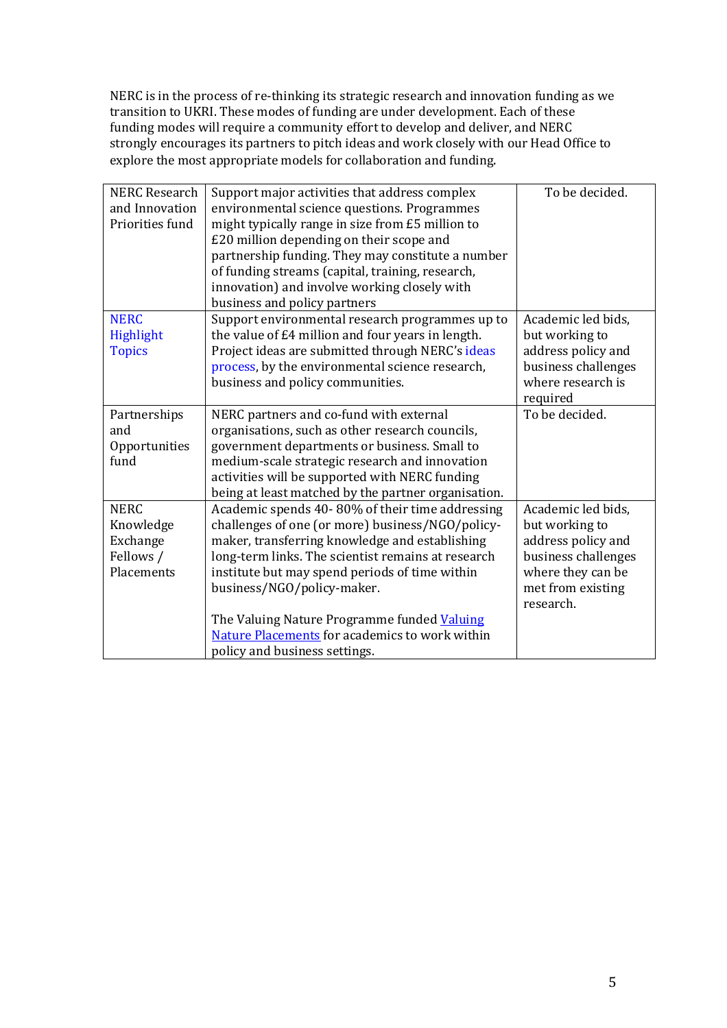NERC is in the process of re-thinking its strategic research and innovation funding as we transition to UKRI. These modes of funding are under development. Each of these funding modes will require a community effort to develop and deliver, and NERC strongly encourages its partners to pitch ideas and work closely with our Head Office to explore the most appropriate models for collaboration and funding.

| | | |
|---|---|---|
| NERC Research and Innovation Priorities fund | Support major activities that address complex environmental science questions. Programmes might typically range in size from £5 million to £20 million depending on their scope and partnership funding. They may constitute a number of funding streams (capital, training, research, innovation) and involve working closely with business and policy partners | To be decided. |
| NERC Highlight Topics | Support environmental research programmes up to the value of £4 million and four years in length. Project ideas are submitted through NERC's ideas process, by the environmental science research, business and policy communities. | Academic led bids, but working to address policy and business challenges where research is required |
| Partnerships and Opportunities fund | NERC partners and co-fund with external organisations, such as other research councils, government departments or business. Small to medium-scale strategic research and innovation activities will be supported with NERC funding being at least matched by the partner organisation. | To be decided. |
| NERC Knowledge Exchange Fellows / Placements | Academic spends 40- 80% of their time addressing challenges of one (or more) business/NGO/policy-maker, transferring knowledge and establishing long-term links. The scientist remains at research institute but may spend periods of time within business/NGO/policy-maker.<br><br>The Valuing Nature Programme funded Valuing Nature Placements for academics to work within policy and business settings. | Academic led bids, but working to address policy and business challenges where they can be met from existing research. |